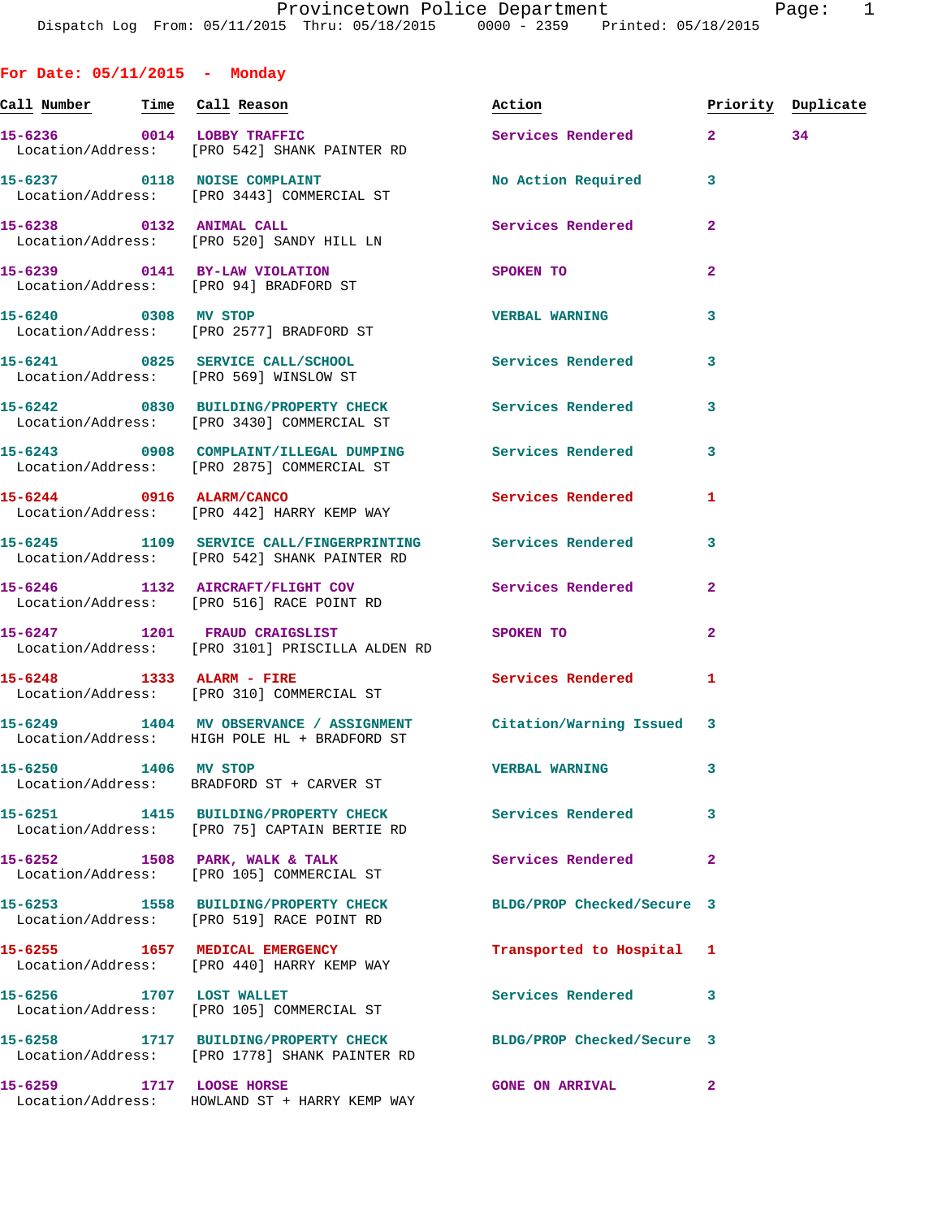Provincetown Police Department
Dispatch Log From: 05/11/2015 Thru: 05/18/2015 0000 - 2359 Printed: 05/18/2015

## For Date: 05/11/2015 - Monday

| Call Number | Time | Call Reason | Action | Priority | Duplicate |
|---|---|---|---|---|---|
| 15-6236 | 0014 | LOBBY TRAFFIC | Services Rendered | 2 | 34 |
| Location/Address: | | [PRO 542] SHANK PAINTER RD | | | |
| 15-6237 | 0118 | NOISE COMPLAINT | No Action Required | 3 | |
| Location/Address: | | [PRO 3443] COMMERCIAL ST | | | |
| 15-6238 | 0132 | ANIMAL CALL | Services Rendered | 2 | |
| Location/Address: | | [PRO 520] SANDY HILL LN | | | |
| 15-6239 | 0141 | BY-LAW VIOLATION | SPOKEN TO | 2 | |
| Location/Address: | | [PRO 94] BRADFORD ST | | | |
| 15-6240 | 0308 | MV STOP | VERBAL WARNING | 3 | |
| Location/Address: | | [PRO 2577] BRADFORD ST | | | |
| 15-6241 | 0825 | SERVICE CALL/SCHOOL | Services Rendered | 3 | |
| Location/Address: | | [PRO 569] WINSLOW ST | | | |
| 15-6242 | 0830 | BUILDING/PROPERTY CHECK | Services Rendered | 3 | |
| Location/Address: | | [PRO 3430] COMMERCIAL ST | | | |
| 15-6243 | 0908 | COMPLAINT/ILLEGAL DUMPING | Services Rendered | 3 | |
| Location/Address: | | [PRO 2875] COMMERCIAL ST | | | |
| 15-6244 | 0916 | ALARM/CANCO | Services Rendered | 1 | |
| Location/Address: | | [PRO 442] HARRY KEMP WAY | | | |
| 15-6245 | 1109 | SERVICE CALL/FINGERPRINTING | Services Rendered | 3 | |
| Location/Address: | | [PRO 542] SHANK PAINTER RD | | | |
| 15-6246 | 1132 | AIRCRAFT/FLIGHT COV | Services Rendered | 2 | |
| Location/Address: | | [PRO 516] RACE POINT RD | | | |
| 15-6247 | 1201 | FRAUD CRAIGSLIST | SPOKEN TO | 2 | |
| Location/Address: | | [PRO 3101] PRISCILLA ALDEN RD | | | |
| 15-6248 | 1333 | ALARM - FIRE | Services Rendered | 1 | |
| Location/Address: | | [PRO 310] COMMERCIAL ST | | | |
| 15-6249 | 1404 | MV OBSERVANCE / ASSIGNMENT | Citation/Warning Issued | 3 | |
| Location/Address: | | HIGH POLE HL + BRADFORD ST | | | |
| 15-6250 | 1406 | MV STOP | VERBAL WARNING | 3 | |
| Location/Address: | | BRADFORD ST + CARVER ST | | | |
| 15-6251 | 1415 | BUILDING/PROPERTY CHECK | Services Rendered | 3 | |
| Location/Address: | | [PRO 75] CAPTAIN BERTIE RD | | | |
| 15-6252 | 1508 | PARK, WALK & TALK | Services Rendered | 2 | |
| Location/Address: | | [PRO 105] COMMERCIAL ST | | | |
| 15-6253 | 1558 | BUILDING/PROPERTY CHECK | BLDG/PROP Checked/Secure | 3 | |
| Location/Address: | | [PRO 519] RACE POINT RD | | | |
| 15-6255 | 1657 | MEDICAL EMERGENCY | Transported to Hospital | 1 | |
| Location/Address: | | [PRO 440] HARRY KEMP WAY | | | |
| 15-6256 | 1707 | LOST WALLET | Services Rendered | 3 | |
| Location/Address: | | [PRO 105] COMMERCIAL ST | | | |
| 15-6258 | 1717 | BUILDING/PROPERTY CHECK | BLDG/PROP Checked/Secure | 3 | |
| Location/Address: | | [PRO 1778] SHANK PAINTER RD | | | |
| 15-6259 | 1717 | LOOSE HORSE | GONE ON ARRIVAL | 2 | |
| Location/Address: | | HOWLAND ST + HARRY KEMP WAY | | | |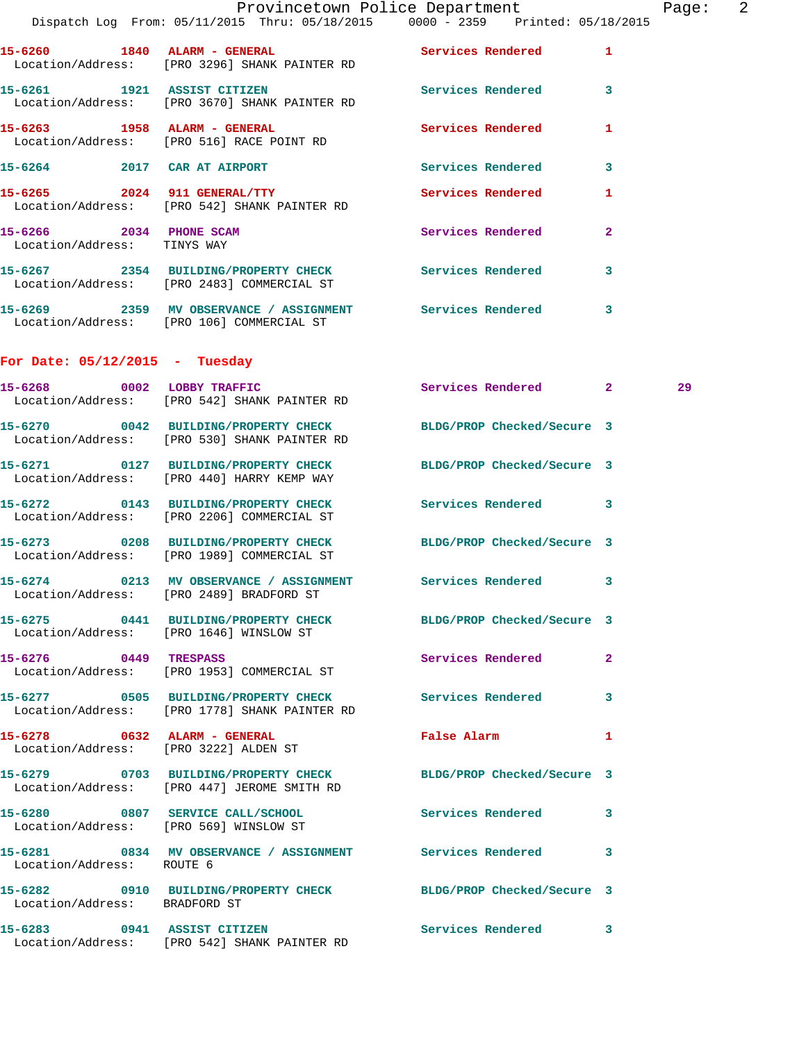15-6260 1840 ALARM - GENERAL Services Rendered 1
Location/Address: [PRO 3296] SHANK PAINTER RD

15-6261 1921 ASSIST CITIZEN Services Rendered 3
Location/Address: [PRO 3670] SHANK PAINTER RD

15-6263 1958 ALARM - GENERAL Services Rendered 1
Location/Address: [PRO 516] RACE POINT RD

15-6264 2017 CAR AT AIRPORT Services Rendered 3

15-6265 2024 911 GENERAL/TTY Services Rendered 1
Location/Address: [PRO 542] SHANK PAINTER RD

15-6266 2034 PHONE SCAM Services Rendered 2
Location/Address: TINYS WAY

15-6267 2354 BUILDING/PROPERTY CHECK Services Rendered 3
Location/Address: [PRO 2483] COMMERCIAL ST

15-6269 2359 MV OBSERVANCE / ASSIGNMENT Services Rendered 3
Location/Address: [PRO 106] COMMERCIAL ST

## For Date: 05/12/2015 - Tuesday

15-6268 0002 LOBBY TRAFFIC Services Rendered 2 29
Location/Address: [PRO 542] SHANK PAINTER RD

15-6270 0042 BUILDING/PROPERTY CHECK BLDG/PROP Checked/Secure 3
Location/Address: [PRO 530] SHANK PAINTER RD

15-6271 0127 BUILDING/PROPERTY CHECK BLDG/PROP Checked/Secure 3
Location/Address: [PRO 440] HARRY KEMP WAY

15-6272 0143 BUILDING/PROPERTY CHECK Services Rendered 3
Location/Address: [PRO 2206] COMMERCIAL ST

15-6273 0208 BUILDING/PROPERTY CHECK BLDG/PROP Checked/Secure 3
Location/Address: [PRO 1989] COMMERCIAL ST

15-6274 0213 MV OBSERVANCE / ASSIGNMENT Services Rendered 3
Location/Address: [PRO 2489] BRADFORD ST

15-6275 0441 BUILDING/PROPERTY CHECK BLDG/PROP Checked/Secure 3
Location/Address: [PRO 1646] WINSLOW ST

15-6276 0449 TRESPASS Services Rendered 2
Location/Address: [PRO 1953] COMMERCIAL ST

15-6277 0505 BUILDING/PROPERTY CHECK Services Rendered 3
Location/Address: [PRO 1778] SHANK PAINTER RD

15-6278 0632 ALARM - GENERAL False Alarm 1
Location/Address: [PRO 3222] ALDEN ST

15-6279 0703 BUILDING/PROPERTY CHECK BLDG/PROP Checked/Secure 3
Location/Address: [PRO 447] JEROME SMITH RD

15-6280 0807 SERVICE CALL/SCHOOL Services Rendered 3
Location/Address: [PRO 569] WINSLOW ST

15-6281 0834 MV OBSERVANCE / ASSIGNMENT Services Rendered 3
Location/Address: ROUTE 6

15-6282 0910 BUILDING/PROPERTY CHECK BLDG/PROP Checked/Secure 3
Location/Address: BRADFORD ST

15-6283 0941 ASSIST CITIZEN Services Rendered 3
Location/Address: [PRO 542] SHANK PAINTER RD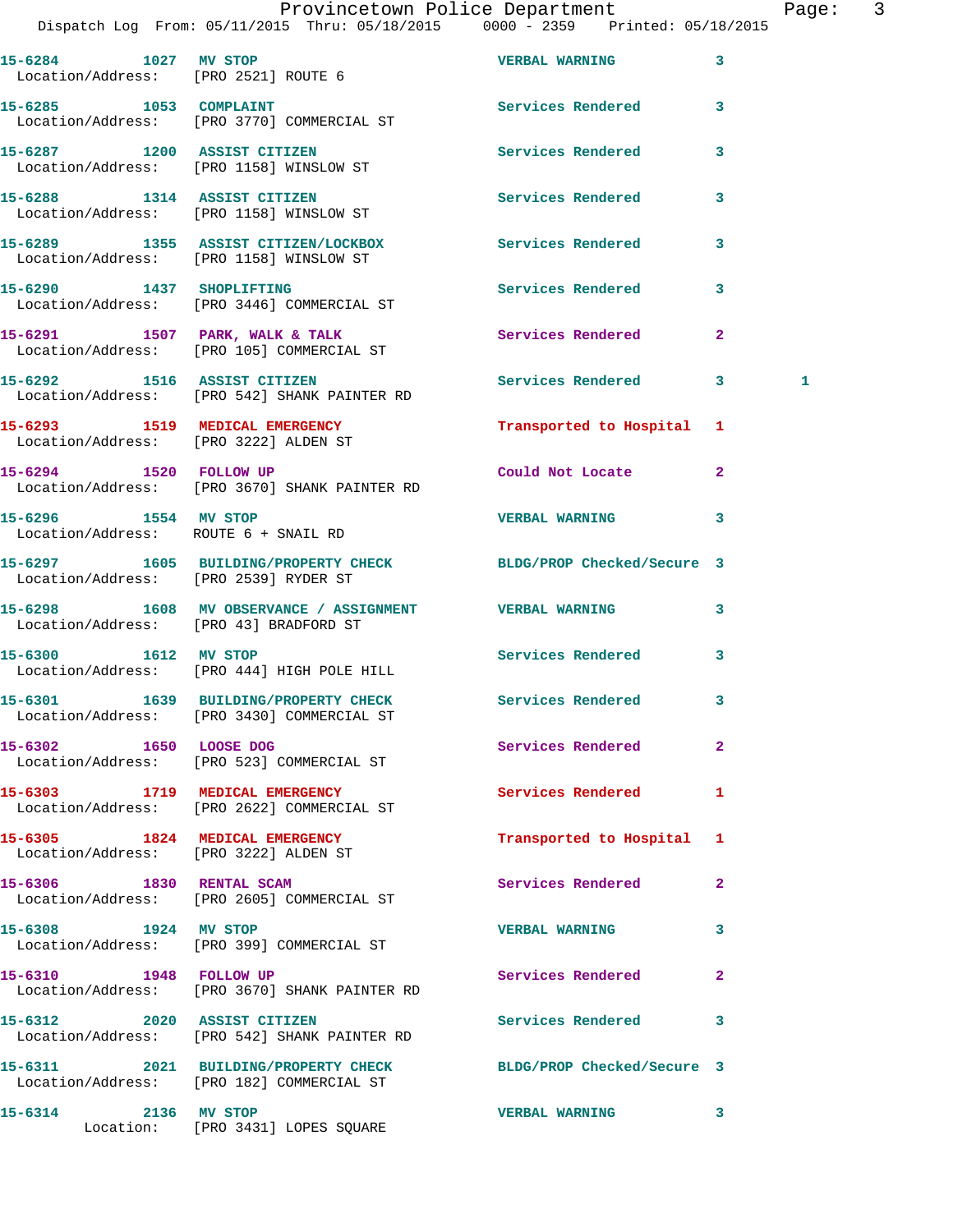15-6284 1027 MV STOP VERBAL WARNING 3
Location/Address: [PRO 2521] ROUTE 6

15-6285 1053 COMPLAINT Services Rendered 3
Location/Address: [PRO 3770] COMMERCIAL ST

15-6287 1200 ASSIST CITIZEN Services Rendered 3
Location/Address: [PRO 1158] WINSLOW ST

15-6288 1314 ASSIST CITIZEN Services Rendered 3
Location/Address: [PRO 1158] WINSLOW ST

15-6289 1355 ASSIST CITIZEN/LOCKBOX Services Rendered 3
Location/Address: [PRO 1158] WINSLOW ST

15-6290 1437 SHOPLIFTING Services Rendered 3
Location/Address: [PRO 3446] COMMERCIAL ST

15-6291 1507 PARK, WALK & TALK Services Rendered 2
Location/Address: [PRO 105] COMMERCIAL ST

15-6292 1516 ASSIST CITIZEN Services Rendered 3 1
Location/Address: [PRO 542] SHANK PAINTER RD

15-6293 1519 MEDICAL EMERGENCY Transported to Hospital 1
Location/Address: [PRO 3222] ALDEN ST

15-6294 1520 FOLLOW UP Could Not Locate 2
Location/Address: [PRO 3670] SHANK PAINTER RD

15-6296 1554 MV STOP VERBAL WARNING 3
Location/Address: ROUTE 6 + SNAIL RD

15-6297 1605 BUILDING/PROPERTY CHECK BLDG/PROP Checked/Secure 3
Location/Address: [PRO 2539] RYDER ST

15-6298 1608 MV OBSERVANCE / ASSIGNMENT VERBAL WARNING 3
Location/Address: [PRO 43] BRADFORD ST

15-6300 1612 MV STOP Services Rendered 3
Location/Address: [PRO 444] HIGH POLE HILL

15-6301 1639 BUILDING/PROPERTY CHECK Services Rendered 3
Location/Address: [PRO 3430] COMMERCIAL ST

15-6302 1650 LOOSE DOG Services Rendered 2
Location/Address: [PRO 523] COMMERCIAL ST

15-6303 1719 MEDICAL EMERGENCY Services Rendered 1
Location/Address: [PRO 2622] COMMERCIAL ST

15-6305 1824 MEDICAL EMERGENCY Transported to Hospital 1
Location/Address: [PRO 3222] ALDEN ST

15-6306 1830 RENTAL SCAM Services Rendered 2
Location/Address: [PRO 2605] COMMERCIAL ST

15-6308 1924 MV STOP VERBAL WARNING 3
Location/Address: [PRO 399] COMMERCIAL ST

15-6310 1948 FOLLOW UP Services Rendered 2
Location/Address: [PRO 3670] SHANK PAINTER RD

15-6312 2020 ASSIST CITIZEN Services Rendered 3
Location/Address: [PRO 542] SHANK PAINTER RD

15-6311 2021 BUILDING/PROPERTY CHECK BLDG/PROP Checked/Secure 3
Location/Address: [PRO 182] COMMERCIAL ST

15-6314 2136 MV STOP VERBAL WARNING 3
Location: [PRO 3431] LOPES SQUARE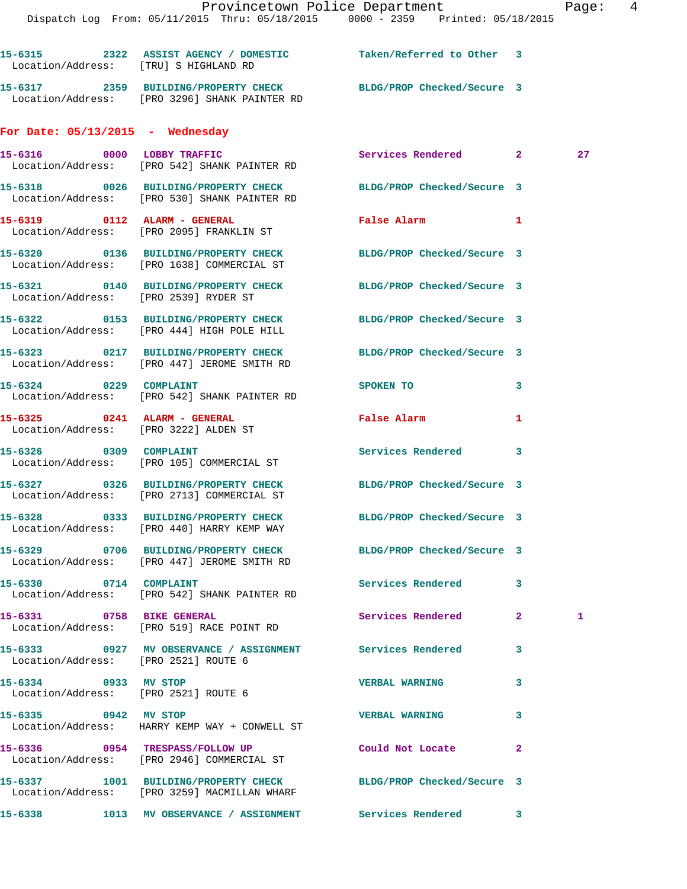```
15-6315         2322  ASSIST AGENCY / DOMESTIC          Taken/Referred to Other  3
  Location/Address:    [TRU] S HIGHLAND RD

15-6317         2359  BUILDING/PROPERTY CHECK           BLDG/PROP Checked/Secure  3
  Location/Address:    [PRO 3296] SHANK PAINTER RD
```

**For Date: 05/13/2015 - Wednesday**

```
15-6316         0000  LOBBY TRAFFIC                     Services Rendered        2        27
  Location/Address:    [PRO 542] SHANK PAINTER RD

15-6318         0026  BUILDING/PROPERTY CHECK           BLDG/PROP Checked/Secure  3
  Location/Address:    [PRO 530] SHANK PAINTER RD

15-6319         0112  ALARM - GENERAL                   False Alarm              1
  Location/Address:    [PRO 2095] FRANKLIN ST

15-6320         0136  BUILDING/PROPERTY CHECK           BLDG/PROP Checked/Secure  3
  Location/Address:    [PRO 1638] COMMERCIAL ST

15-6321         0140  BUILDING/PROPERTY CHECK           BLDG/PROP Checked/Secure  3
  Location/Address:    [PRO 2539] RYDER ST

15-6322         0153  BUILDING/PROPERTY CHECK           BLDG/PROP Checked/Secure  3
  Location/Address:    [PRO 444] HIGH POLE HILL

15-6323         0217  BUILDING/PROPERTY CHECK           BLDG/PROP Checked/Secure  3
  Location/Address:    [PRO 447] JEROME SMITH RD

15-6324         0229  COMPLAINT                         SPOKEN TO                3
  Location/Address:    [PRO 542] SHANK PAINTER RD

15-6325         0241  ALARM - GENERAL                   False Alarm              1
  Location/Address:    [PRO 3222] ALDEN ST

15-6326         0309  COMPLAINT                         Services Rendered        3
  Location/Address:    [PRO 105] COMMERCIAL ST

15-6327         0326  BUILDING/PROPERTY CHECK           BLDG/PROP Checked/Secure  3
  Location/Address:    [PRO 2713] COMMERCIAL ST

15-6328         0333  BUILDING/PROPERTY CHECK           BLDG/PROP Checked/Secure  3
  Location/Address:    [PRO 440] HARRY KEMP WAY

15-6329         0706  BUILDING/PROPERTY CHECK           BLDG/PROP Checked/Secure  3
  Location/Address:    [PRO 447] JEROME SMITH RD

15-6330         0714  COMPLAINT                         Services Rendered        3
  Location/Address:    [PRO 542] SHANK PAINTER RD

15-6331         0758  BIKE GENERAL                      Services Rendered        2        1
  Location/Address:    [PRO 519] RACE POINT RD

15-6333         0927  MV OBSERVANCE / ASSIGNMENT        Services Rendered        3
  Location/Address:    [PRO 2521] ROUTE 6

15-6334         0933  MV STOP                           VERBAL WARNING           3
  Location/Address:    [PRO 2521] ROUTE 6

15-6335         0942  MV STOP                           VERBAL WARNING           3
  Location/Address:    HARRY KEMP WAY + CONWELL ST

15-6336         0954  TRESPASS/FOLLOW UP                Could Not Locate         2
  Location/Address:    [PRO 2946] COMMERCIAL ST

15-6337         1001  BUILDING/PROPERTY CHECK           BLDG/PROP Checked/Secure  3
  Location/Address:    [PRO 3259] MACMILLAN WHARF

15-6338         1013  MV OBSERVANCE / ASSIGNMENT        Services Rendered        3
```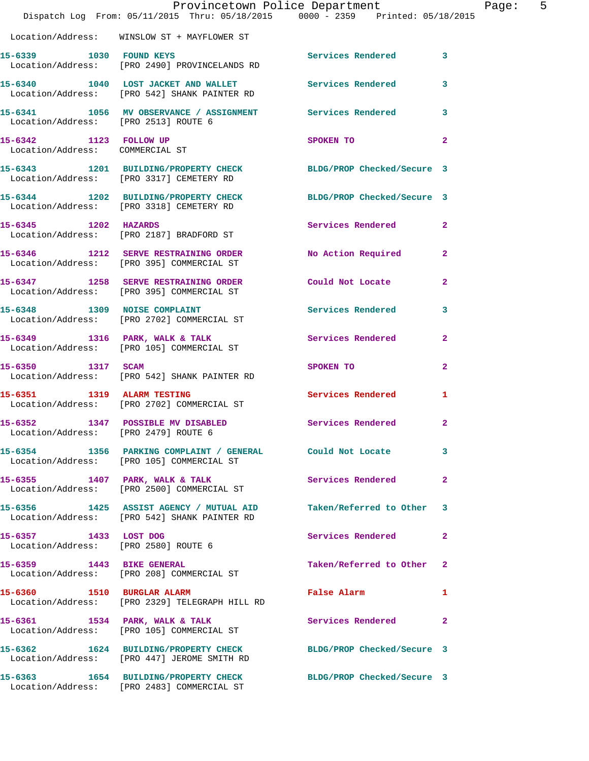Location/Address: WINSLOW ST + MAYFLOWER ST

| Call # | Time | Call Reason | Action | Priority |
|---|---|---|---|---|
| 15-6339 | 1030 | FOUND KEYS | Services Rendered | 3 |
| | | Location/Address: [PRO 2490] PROVINCELANDS RD | | |
| 15-6340 | 1040 | LOST JACKET AND WALLET | Services Rendered | 3 |
| | | Location/Address: [PRO 542] SHANK PAINTER RD | | |
| 15-6341 | 1056 | MV OBSERVANCE / ASSIGNMENT | Services Rendered | 3 |
| | | Location/Address: [PRO 2513] ROUTE 6 | | |
| 15-6342 | 1123 | FOLLOW UP | SPOKEN TO | 2 |
| | | Location/Address: COMMERCIAL ST | | |
| 15-6343 | 1201 | BUILDING/PROPERTY CHECK | BLDG/PROP Checked/Secure | 3 |
| | | Location/Address: [PRO 3317] CEMETERY RD | | |
| 15-6344 | 1202 | BUILDING/PROPERTY CHECK | BLDG/PROP Checked/Secure | 3 |
| | | Location/Address: [PRO 3318] CEMETERY RD | | |
| 15-6345 | 1202 | HAZARDS | Services Rendered | 2 |
| | | Location/Address: [PRO 2187] BRADFORD ST | | |
| 15-6346 | 1212 | SERVE RESTRAINING ORDER | No Action Required | 2 |
| | | Location/Address: [PRO 395] COMMERCIAL ST | | |
| 15-6347 | 1258 | SERVE RESTRAINING ORDER | Could Not Locate | 2 |
| | | Location/Address: [PRO 395] COMMERCIAL ST | | |
| 15-6348 | 1309 | NOISE COMPLAINT | Services Rendered | 3 |
| | | Location/Address: [PRO 2702] COMMERCIAL ST | | |
| 15-6349 | 1316 | PARK, WALK & TALK | Services Rendered | 2 |
| | | Location/Address: [PRO 105] COMMERCIAL ST | | |
| 15-6350 | 1317 | SCAM | SPOKEN TO | 2 |
| | | Location/Address: [PRO 542] SHANK PAINTER RD | | |
| 15-6351 | 1319 | ALARM TESTING | Services Rendered | 1 |
| | | Location/Address: [PRO 2702] COMMERCIAL ST | | |
| 15-6352 | 1347 | POSSIBLE MV DISABLED | Services Rendered | 2 |
| | | Location/Address: [PRO 2479] ROUTE 6 | | |
| 15-6354 | 1356 | PARKING COMPLAINT / GENERAL | Could Not Locate | 3 |
| | | Location/Address: [PRO 105] COMMERCIAL ST | | |
| 15-6355 | 1407 | PARK, WALK & TALK | Services Rendered | 2 |
| | | Location/Address: [PRO 2500] COMMERCIAL ST | | |
| 15-6356 | 1425 | ASSIST AGENCY / MUTUAL AID | Taken/Referred to Other | 3 |
| | | Location/Address: [PRO 542] SHANK PAINTER RD | | |
| 15-6357 | 1433 | LOST DOG | Services Rendered | 2 |
| | | Location/Address: [PRO 2580] ROUTE 6 | | |
| 15-6359 | 1443 | BIKE GENERAL | Taken/Referred to Other | 2 |
| | | Location/Address: [PRO 208] COMMERCIAL ST | | |
| 15-6360 | 1510 | BURGLAR ALARM | False Alarm | 1 |
| | | Location/Address: [PRO 2329] TELEGRAPH HILL RD | | |
| 15-6361 | 1534 | PARK, WALK & TALK | Services Rendered | 2 |
| | | Location/Address: [PRO 105] COMMERCIAL ST | | |
| 15-6362 | 1624 | BUILDING/PROPERTY CHECK | BLDG/PROP Checked/Secure | 3 |
| | | Location/Address: [PRO 447] JEROME SMITH RD | | |
| 15-6363 | 1654 | BUILDING/PROPERTY CHECK | BLDG/PROP Checked/Secure | 3 |
| | | Location/Address: [PRO 2483] COMMERCIAL ST | | |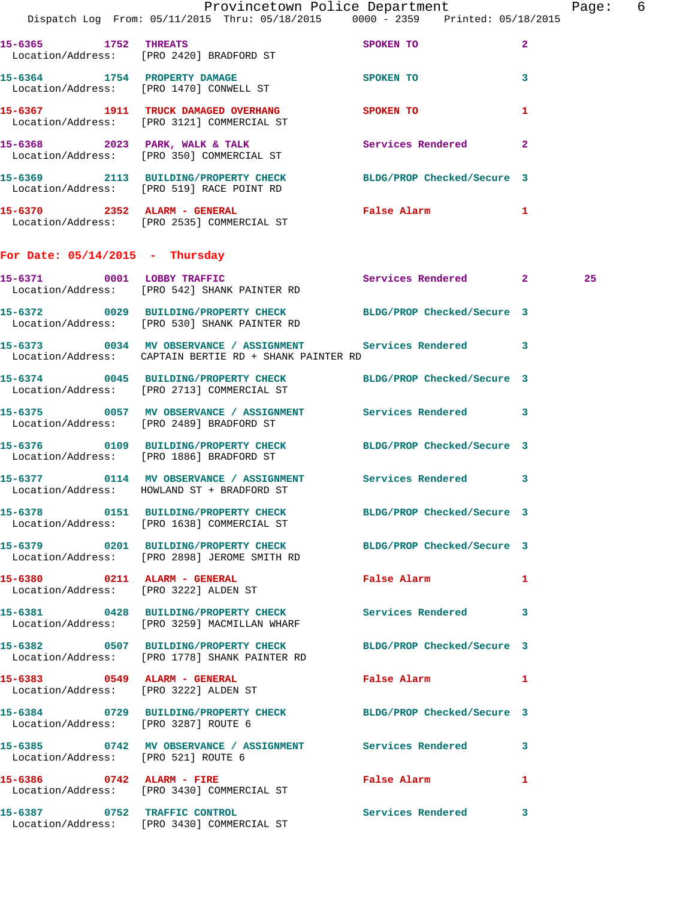15-6365 1752 **THREATS** SPOKEN TO 2
Location/Address: [PRO 2420] BRADFORD ST

15-6364 1754 **PROPERTY DAMAGE** SPOKEN TO 3
Location/Address: [PRO 1470] CONWELL ST

15-6367 1911 **TRUCK DAMAGED OVERHANG** SPOKEN TO 1
Location/Address: [PRO 3121] COMMERCIAL ST

15-6368 2023 **PARK, WALK & TALK** Services Rendered 2
Location/Address: [PRO 350] COMMERCIAL ST

15-6369 2113 **BUILDING/PROPERTY CHECK** BLDG/PROP Checked/Secure 3
Location/Address: [PRO 519] RACE POINT RD

15-6370 2352 **ALARM - GENERAL** False Alarm 1
Location/Address: [PRO 2535] COMMERCIAL ST

## For Date: 05/14/2015 - Thursday

15-6371 0001 **LOBBY TRAFFIC** Services Rendered 2 25
Location/Address: [PRO 542] SHANK PAINTER RD

15-6372 0029 **BUILDING/PROPERTY CHECK** BLDG/PROP Checked/Secure 3
Location/Address: [PRO 530] SHANK PAINTER RD

15-6373 0034 **MV OBSERVANCE / ASSIGNMENT** Services Rendered 3
Location/Address: CAPTAIN BERTIE RD + SHANK PAINTER RD

15-6374 0045 **BUILDING/PROPERTY CHECK** BLDG/PROP Checked/Secure 3
Location/Address: [PRO 2713] COMMERCIAL ST

15-6375 0057 **MV OBSERVANCE / ASSIGNMENT** Services Rendered 3
Location/Address: [PRO 2489] BRADFORD ST

15-6376 0109 **BUILDING/PROPERTY CHECK** BLDG/PROP Checked/Secure 3
Location/Address: [PRO 1886] BRADFORD ST

15-6377 0114 **MV OBSERVANCE / ASSIGNMENT** Services Rendered 3
Location/Address: HOWLAND ST + BRADFORD ST

15-6378 0151 **BUILDING/PROPERTY CHECK** BLDG/PROP Checked/Secure 3
Location/Address: [PRO 1638] COMMERCIAL ST

15-6379 0201 **BUILDING/PROPERTY CHECK** BLDG/PROP Checked/Secure 3
Location/Address: [PRO 2898] JEROME SMITH RD

15-6380 0211 **ALARM - GENERAL** False Alarm 1
Location/Address: [PRO 3222] ALDEN ST

15-6381 0428 **BUILDING/PROPERTY CHECK** Services Rendered 3
Location/Address: [PRO 3259] MACMILLAN WHARF

15-6382 0507 **BUILDING/PROPERTY CHECK** BLDG/PROP Checked/Secure 3
Location/Address: [PRO 1778] SHANK PAINTER RD

15-6383 0549 **ALARM - GENERAL** False Alarm 1
Location/Address: [PRO 3222] ALDEN ST

15-6384 0729 **BUILDING/PROPERTY CHECK** BLDG/PROP Checked/Secure 3
Location/Address: [PRO 3287] ROUTE 6

15-6385 0742 **MV OBSERVANCE / ASSIGNMENT** Services Rendered 3
Location/Address: [PRO 521] ROUTE 6

15-6386 0742 **ALARM - FIRE** False Alarm 1
Location/Address: [PRO 3430] COMMERCIAL ST

15-6387 0752 **TRAFFIC CONTROL** Services Rendered 3
Location/Address: [PRO 3430] COMMERCIAL ST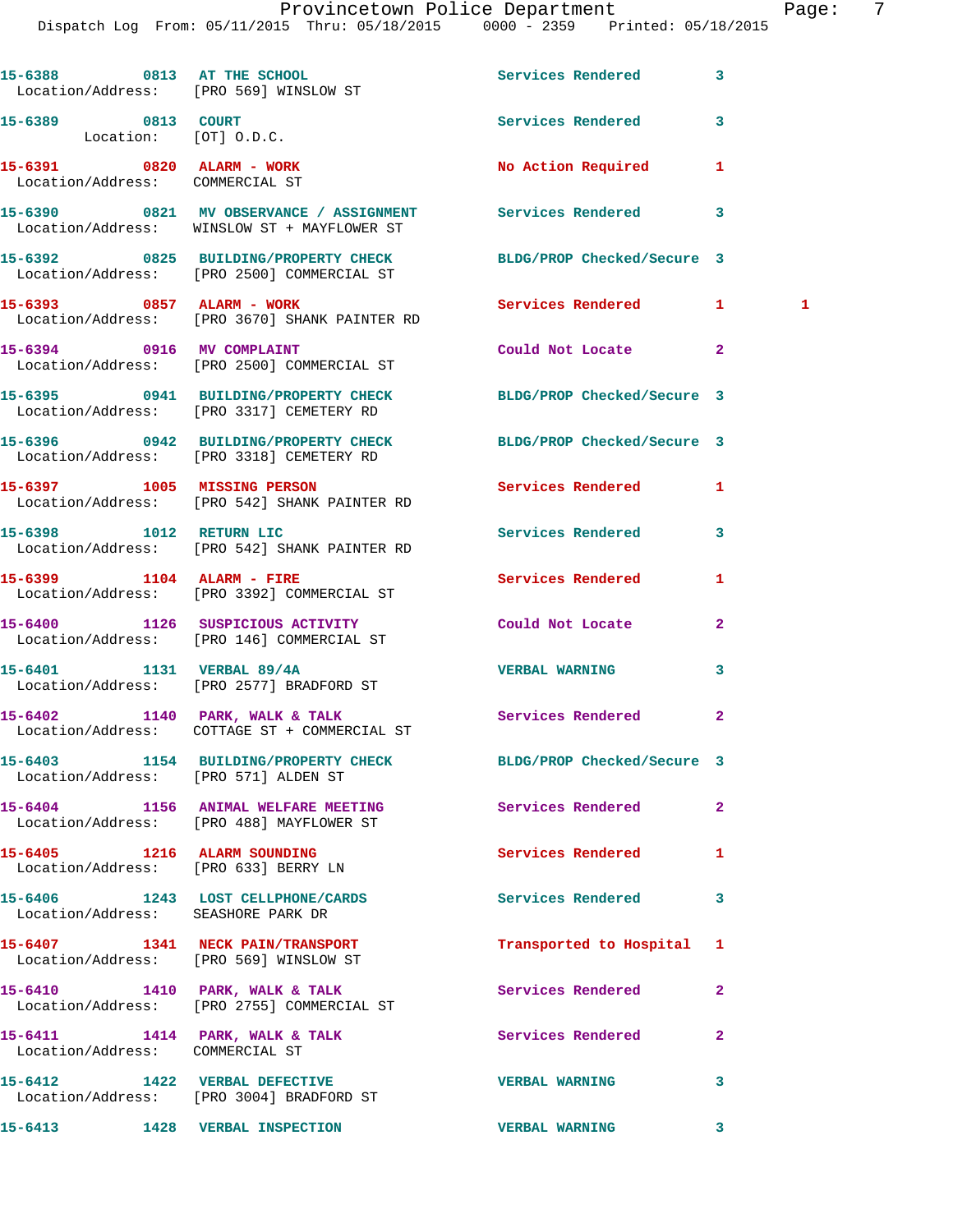15-6388 0813 AT THE SCHOOL Services Rendered 3
Location/Address: [PRO 569] WINSLOW ST

15-6389 0813 COURT Services Rendered 3
Location: [OT] O.D.C.

15-6391 0820 ALARM - WORK No Action Required 1
Location/Address: COMMERCIAL ST

15-6390 0821 MV OBSERVANCE / ASSIGNMENT Services Rendered 3
Location/Address: WINSLOW ST + MAYFLOWER ST

15-6392 0825 BUILDING/PROPERTY CHECK BLDG/PROP Checked/Secure 3
Location/Address: [PRO 2500] COMMERCIAL ST

15-6393 0857 ALARM - WORK Services Rendered 1 1
Location/Address: [PRO 3670] SHANK PAINTER RD

15-6394 0916 MV COMPLAINT Could Not Locate 2
Location/Address: [PRO 2500] COMMERCIAL ST

15-6395 0941 BUILDING/PROPERTY CHECK BLDG/PROP Checked/Secure 3
Location/Address: [PRO 3317] CEMETERY RD

15-6396 0942 BUILDING/PROPERTY CHECK BLDG/PROP Checked/Secure 3
Location/Address: [PRO 3318] CEMETERY RD

15-6397 1005 MISSING PERSON Services Rendered 1
Location/Address: [PRO 542] SHANK PAINTER RD

15-6398 1012 RETURN LIC Services Rendered 3
Location/Address: [PRO 542] SHANK PAINTER RD

15-6399 1104 ALARM - FIRE Services Rendered 1
Location/Address: [PRO 3392] COMMERCIAL ST

15-6400 1126 SUSPICIOUS ACTIVITY Could Not Locate 2
Location/Address: [PRO 146] COMMERCIAL ST

15-6401 1131 VERBAL 89/4A VERBAL WARNING 3
Location/Address: [PRO 2577] BRADFORD ST

15-6402 1140 PARK, WALK & TALK Services Rendered 2
Location/Address: COTTAGE ST + COMMERCIAL ST

15-6403 1154 BUILDING/PROPERTY CHECK BLDG/PROP Checked/Secure 3
Location/Address: [PRO 571] ALDEN ST

15-6404 1156 ANIMAL WELFARE MEETING Services Rendered 2
Location/Address: [PRO 488] MAYFLOWER ST

15-6405 1216 ALARM SOUNDING Services Rendered 1
Location/Address: [PRO 633] BERRY LN

15-6406 1243 LOST CELLPHONE/CARDS Services Rendered 3
Location/Address: SEASHORE PARK DR

15-6407 1341 NECK PAIN/TRANSPORT Transported to Hospital 1
Location/Address: [PRO 569] WINSLOW ST

15-6410 1410 PARK, WALK & TALK Services Rendered 2
Location/Address: [PRO 2755] COMMERCIAL ST

15-6411 1414 PARK, WALK & TALK Services Rendered 2
Location/Address: COMMERCIAL ST

15-6412 1422 VERBAL DEFECTIVE VERBAL WARNING 3
Location/Address: [PRO 3004] BRADFORD ST

15-6413 1428 VERBAL INSPECTION VERBAL WARNING 3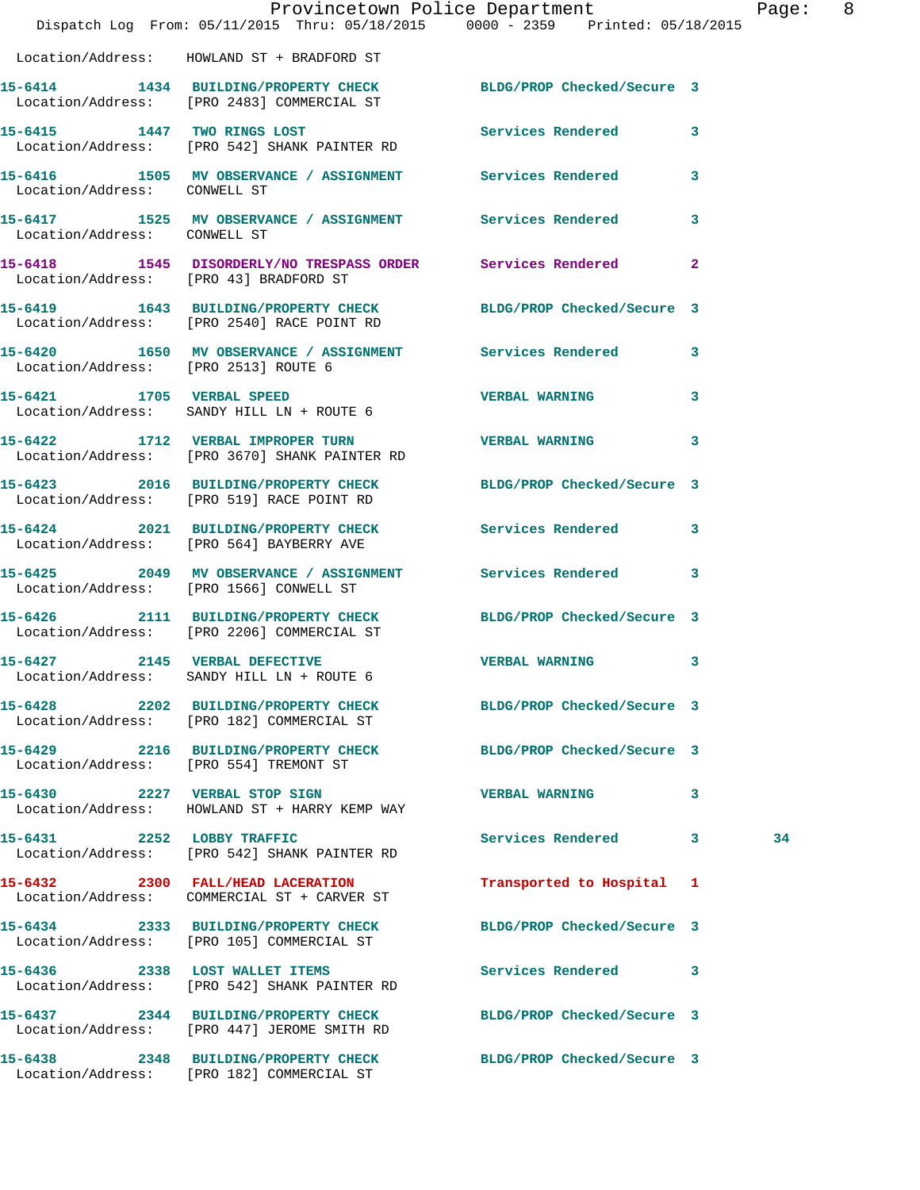Location/Address: HOWLAND ST + BRADFORD ST

15-6414 1434 BUILDING/PROPERTY CHECK BLDG/PROP Checked/Secure 3
Location/Address: [PRO 2483] COMMERCIAL ST

15-6415 1447 TWO RINGS LOST Services Rendered 3
Location/Address: [PRO 542] SHANK PAINTER RD

15-6416 1505 MV OBSERVANCE / ASSIGNMENT Services Rendered 3
Location/Address: CONWELL ST

15-6417 1525 MV OBSERVANCE / ASSIGNMENT Services Rendered 3
Location/Address: CONWELL ST

15-6418 1545 DISORDERLY/NO TRESPASS ORDER Services Rendered 2
Location/Address: [PRO 43] BRADFORD ST

15-6419 1643 BUILDING/PROPERTY CHECK BLDG/PROP Checked/Secure 3
Location/Address: [PRO 2540] RACE POINT RD

15-6420 1650 MV OBSERVANCE / ASSIGNMENT Services Rendered 3
Location/Address: [PRO 2513] ROUTE 6

15-6421 1705 VERBAL SPEED VERBAL WARNING 3
Location/Address: SANDY HILL LN + ROUTE 6

15-6422 1712 VERBAL IMPROPER TURN VERBAL WARNING 3
Location/Address: [PRO 3670] SHANK PAINTER RD

15-6423 2016 BUILDING/PROPERTY CHECK BLDG/PROP Checked/Secure 3
Location/Address: [PRO 519] RACE POINT RD

15-6424 2021 BUILDING/PROPERTY CHECK Services Rendered 3
Location/Address: [PRO 564] BAYBERRY AVE

15-6425 2049 MV OBSERVANCE / ASSIGNMENT Services Rendered 3
Location/Address: [PRO 1566] CONWELL ST

15-6426 2111 BUILDING/PROPERTY CHECK BLDG/PROP Checked/Secure 3
Location/Address: [PRO 2206] COMMERCIAL ST

15-6427 2145 VERBAL DEFECTIVE VERBAL WARNING 3
Location/Address: SANDY HILL LN + ROUTE 6

15-6428 2202 BUILDING/PROPERTY CHECK BLDG/PROP Checked/Secure 3
Location/Address: [PRO 182] COMMERCIAL ST

15-6429 2216 BUILDING/PROPERTY CHECK BLDG/PROP Checked/Secure 3
Location/Address: [PRO 554] TREMONT ST

15-6430 2227 VERBAL STOP SIGN VERBAL WARNING 3
Location/Address: HOWLAND ST + HARRY KEMP WAY

15-6431 2252 LOBBY TRAFFIC Services Rendered 3 34
Location/Address: [PRO 542] SHANK PAINTER RD

15-6432 2300 FALL/HEAD LACERATION Transported to Hospital 1
Location/Address: COMMERCIAL ST + CARVER ST

15-6434 2333 BUILDING/PROPERTY CHECK BLDG/PROP Checked/Secure 3
Location/Address: [PRO 105] COMMERCIAL ST

15-6436 2338 LOST WALLET ITEMS Services Rendered 3
Location/Address: [PRO 542] SHANK PAINTER RD

15-6437 2344 BUILDING/PROPERTY CHECK BLDG/PROP Checked/Secure 3
Location/Address: [PRO 447] JEROME SMITH RD

15-6438 2348 BUILDING/PROPERTY CHECK BLDG/PROP Checked/Secure 3
Location/Address: [PRO 182] COMMERCIAL ST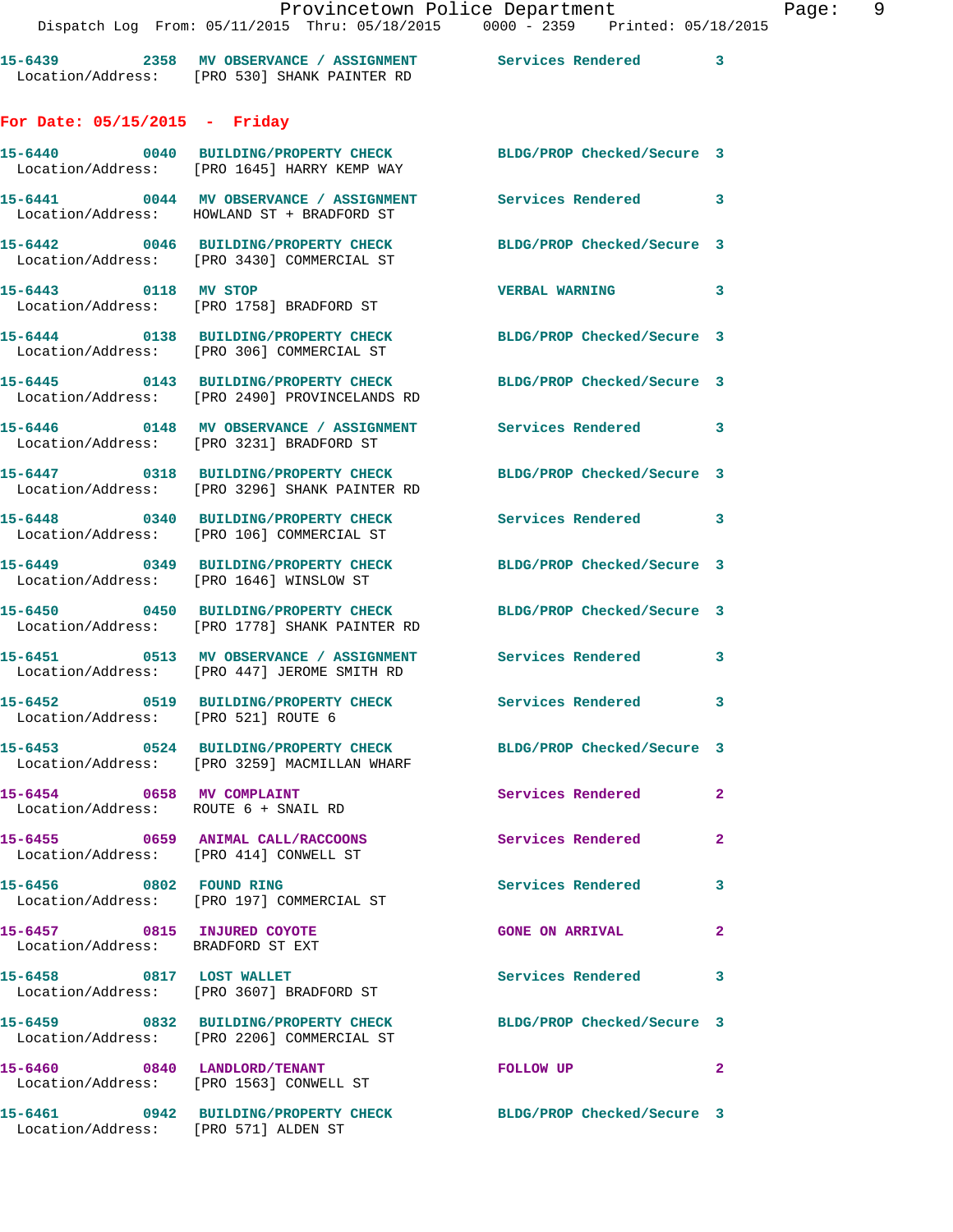15-6439 2358 MV OBSERVANCE / ASSIGNMENT Services Rendered 3
Location/Address: [PRO 530] SHANK PAINTER RD

## For Date: 05/15/2015 - Friday

15-6440 0040 BUILDING/PROPERTY CHECK BLDG/PROP Checked/Secure 3
Location/Address: [PRO 1645] HARRY KEMP WAY

15-6441 0044 MV OBSERVANCE / ASSIGNMENT Services Rendered 3
Location/Address: HOWLAND ST + BRADFORD ST

15-6442 0046 BUILDING/PROPERTY CHECK BLDG/PROP Checked/Secure 3
Location/Address: [PRO 3430] COMMERCIAL ST

15-6443 0118 MV STOP VERBAL WARNING 3
Location/Address: [PRO 1758] BRADFORD ST

15-6444 0138 BUILDING/PROPERTY CHECK BLDG/PROP Checked/Secure 3
Location/Address: [PRO 306] COMMERCIAL ST

15-6445 0143 BUILDING/PROPERTY CHECK BLDG/PROP Checked/Secure 3
Location/Address: [PRO 2490] PROVINCELANDS RD

15-6446 0148 MV OBSERVANCE / ASSIGNMENT Services Rendered 3
Location/Address: [PRO 3231] BRADFORD ST

15-6447 0318 BUILDING/PROPERTY CHECK BLDG/PROP Checked/Secure 3
Location/Address: [PRO 3296] SHANK PAINTER RD

15-6448 0340 BUILDING/PROPERTY CHECK Services Rendered 3
Location/Address: [PRO 106] COMMERCIAL ST

15-6449 0349 BUILDING/PROPERTY CHECK BLDG/PROP Checked/Secure 3
Location/Address: [PRO 1646] WINSLOW ST

15-6450 0450 BUILDING/PROPERTY CHECK BLDG/PROP Checked/Secure 3
Location/Address: [PRO 1778] SHANK PAINTER RD

15-6451 0513 MV OBSERVANCE / ASSIGNMENT Services Rendered 3
Location/Address: [PRO 447] JEROME SMITH RD

15-6452 0519 BUILDING/PROPERTY CHECK Services Rendered 3
Location/Address: [PRO 521] ROUTE 6

15-6453 0524 BUILDING/PROPERTY CHECK BLDG/PROP Checked/Secure 3
Location/Address: [PRO 3259] MACMILLAN WHARF

15-6454 0658 MV COMPLAINT Services Rendered 2
Location/Address: ROUTE 6 + SNAIL RD

15-6455 0659 ANIMAL CALL/RACCOONS Services Rendered 2
Location/Address: [PRO 414] CONWELL ST

15-6456 0802 FOUND RING Services Rendered 3
Location/Address: [PRO 197] COMMERCIAL ST

15-6457 0815 INJURED COYOTE GONE ON ARRIVAL 2
Location/Address: BRADFORD ST EXT

15-6458 0817 LOST WALLET Services Rendered 3
Location/Address: [PRO 3607] BRADFORD ST

15-6459 0832 BUILDING/PROPERTY CHECK BLDG/PROP Checked/Secure 3
Location/Address: [PRO 2206] COMMERCIAL ST

15-6460 0840 LANDLORD/TENANT FOLLOW UP 2
Location/Address: [PRO 1563] CONWELL ST

15-6461 0942 BUILDING/PROPERTY CHECK BLDG/PROP Checked/Secure 3
Location/Address: [PRO 571] ALDEN ST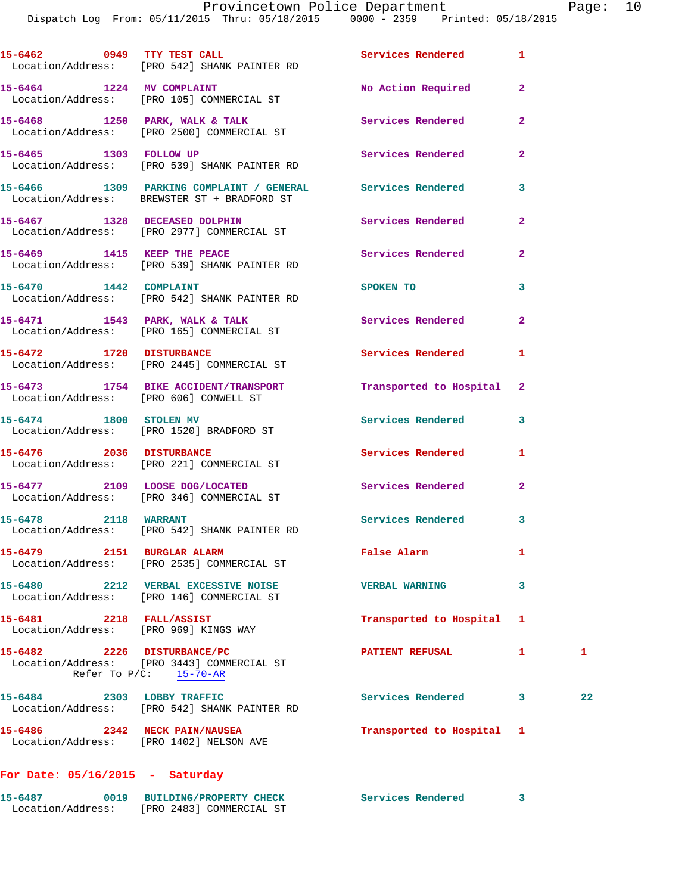15-6462 0949 TTY TEST CALL Services Rendered 1
Location/Address: [PRO 542] SHANK PAINTER RD

15-6464 1224 MV COMPLAINT No Action Required 2
Location/Address: [PRO 105] COMMERCIAL ST

15-6468 1250 PARK, WALK & TALK Services Rendered 2
Location/Address: [PRO 2500] COMMERCIAL ST

15-6465 1303 FOLLOW UP Services Rendered 2
Location/Address: [PRO 539] SHANK PAINTER RD

15-6466 1309 PARKING COMPLAINT / GENERAL Services Rendered 3
Location/Address: BREWSTER ST + BRADFORD ST

15-6467 1328 DECEASED DOLPHIN Services Rendered 2
Location/Address: [PRO 2977] COMMERCIAL ST

15-6469 1415 KEEP THE PEACE Services Rendered 2
Location/Address: [PRO 539] SHANK PAINTER RD

15-6470 1442 COMPLAINT SPOKEN TO 3
Location/Address: [PRO 542] SHANK PAINTER RD

15-6471 1543 PARK, WALK & TALK Services Rendered 2
Location/Address: [PRO 165] COMMERCIAL ST

15-6472 1720 DISTURBANCE Services Rendered 1
Location/Address: [PRO 2445] COMMERCIAL ST

15-6473 1754 BIKE ACCIDENT/TRANSPORT Transported to Hospital 2
Location/Address: [PRO 606] CONWELL ST

15-6474 1800 STOLEN MV Services Rendered 3
Location/Address: [PRO 1520] BRADFORD ST

15-6476 2036 DISTURBANCE Services Rendered 1
Location/Address: [PRO 221] COMMERCIAL ST

15-6477 2109 LOOSE DOG/LOCATED Services Rendered 2
Location/Address: [PRO 346] COMMERCIAL ST

15-6478 2118 WARRANT Services Rendered 3
Location/Address: [PRO 542] SHANK PAINTER RD

15-6479 2151 BURGLAR ALARM False Alarm 1
Location/Address: [PRO 2535] COMMERCIAL ST

15-6480 2212 VERBAL EXCESSIVE NOISE VERBAL WARNING 3
Location/Address: [PRO 146] COMMERCIAL ST

15-6481 2218 FALL/ASSIST Transported to Hospital 1
Location/Address: [PRO 969] KINGS WAY

15-6482 2226 DISTURBANCE/PC PATIENT REFUSAL 1 1
Location/Address: [PRO 3443] COMMERCIAL ST
Refer To P/C: 15-70-AR

15-6484 2303 LOBBY TRAFFIC Services Rendered 3 22
Location/Address: [PRO 542] SHANK PAINTER RD

15-6486 2342 NECK PAIN/NAUSEA Transported to Hospital 1
Location/Address: [PRO 1402] NELSON AVE

## For Date: 05/16/2015 - Saturday

15-6487 0019 BUILDING/PROPERTY CHECK Services Rendered 3
Location/Address: [PRO 2483] COMMERCIAL ST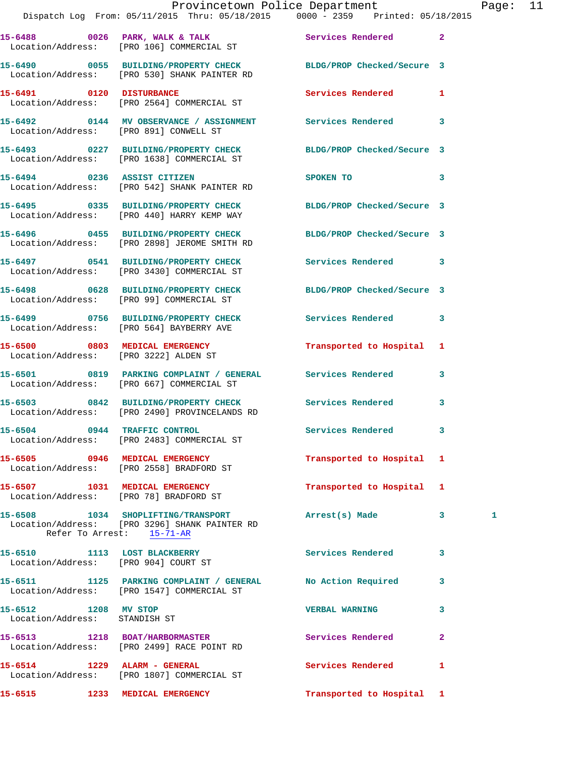15-6488 0026 PARK, WALK & TALK Services Rendered 2
Location/Address: [PRO 106] COMMERCIAL ST

15-6490 0055 BUILDING/PROPERTY CHECK BLDG/PROP Checked/Secure 3
Location/Address: [PRO 530] SHANK PAINTER RD

15-6491 0120 DISTURBANCE Services Rendered 1
Location/Address: [PRO 2564] COMMERCIAL ST

15-6492 0144 MV OBSERVANCE / ASSIGNMENT Services Rendered 3
Location/Address: [PRO 891] CONWELL ST

15-6493 0227 BUILDING/PROPERTY CHECK BLDG/PROP Checked/Secure 3
Location/Address: [PRO 1638] COMMERCIAL ST

15-6494 0236 ASSIST CITIZEN SPOKEN TO 3
Location/Address: [PRO 542] SHANK PAINTER RD

15-6495 0335 BUILDING/PROPERTY CHECK BLDG/PROP Checked/Secure 3
Location/Address: [PRO 440] HARRY KEMP WAY

15-6496 0455 BUILDING/PROPERTY CHECK BLDG/PROP Checked/Secure 3
Location/Address: [PRO 2898] JEROME SMITH RD

15-6497 0541 BUILDING/PROPERTY CHECK Services Rendered 3
Location/Address: [PRO 3430] COMMERCIAL ST

15-6498 0628 BUILDING/PROPERTY CHECK BLDG/PROP Checked/Secure 3
Location/Address: [PRO 99] COMMERCIAL ST

15-6499 0756 BUILDING/PROPERTY CHECK Services Rendered 3
Location/Address: [PRO 564] BAYBERRY AVE

15-6500 0803 MEDICAL EMERGENCY Transported to Hospital 1
Location/Address: [PRO 3222] ALDEN ST

15-6501 0819 PARKING COMPLAINT / GENERAL Services Rendered 3
Location/Address: [PRO 667] COMMERCIAL ST

15-6503 0842 BUILDING/PROPERTY CHECK Services Rendered 3
Location/Address: [PRO 2490] PROVINCELANDS RD

15-6504 0944 TRAFFIC CONTROL Services Rendered 3
Location/Address: [PRO 2483] COMMERCIAL ST

15-6505 0946 MEDICAL EMERGENCY Transported to Hospital 1
Location/Address: [PRO 2558] BRADFORD ST

15-6507 1031 MEDICAL EMERGENCY Transported to Hospital 1
Location/Address: [PRO 78] BRADFORD ST

15-6508 1034 SHOPLIFTING/TRANSPORT Arrest(s) Made 3 1
Location/Address: [PRO 3296] SHANK PAINTER RD
Refer To Arrest: 15-71-AR

15-6510 1113 LOST BLACKBERRY Services Rendered 3
Location/Address: [PRO 904] COURT ST

15-6511 1125 PARKING COMPLAINT / GENERAL No Action Required 3
Location/Address: [PRO 1547] COMMERCIAL ST

15-6512 1208 MV STOP VERBAL WARNING 3
Location/Address: STANDISH ST

15-6513 1218 BOAT/HARBORMASTER Services Rendered 2
Location/Address: [PRO 2499] RACE POINT RD

15-6514 1229 ALARM - GENERAL Services Rendered 1
Location/Address: [PRO 1807] COMMERCIAL ST

15-6515 1233 MEDICAL EMERGENCY Transported to Hospital 1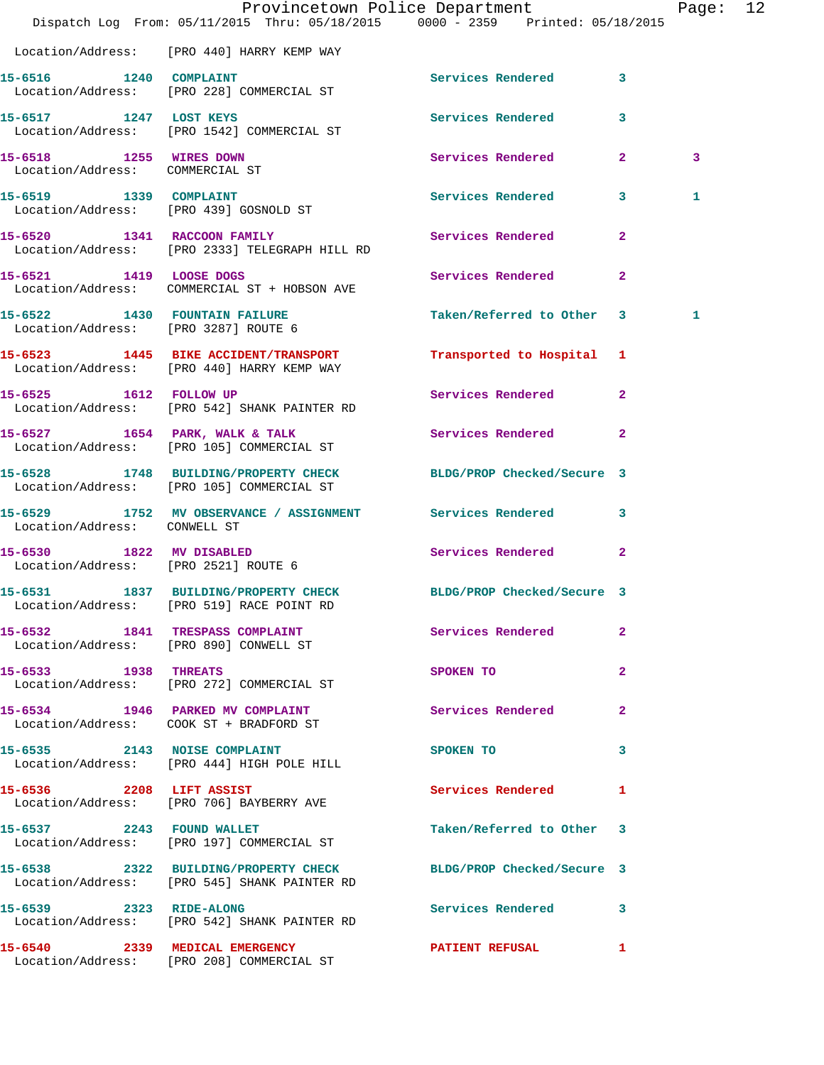Location/Address: [PRO 440] HARRY KEMP WAY

| Call # | Time | Call Reason | Action | Priority | |
|---|---|---|---|---|---|
| 15-6516 | 1240 | COMPLAINT | Services Rendered | 3 | |
| Location/Address: | | [PRO 228] COMMERCIAL ST | | | |
| 15-6517 | 1247 | LOST KEYS | Services Rendered | 3 | |
| Location/Address: | | [PRO 1542] COMMERCIAL ST | | | |
| 15-6518 | 1255 | WIRES DOWN | Services Rendered | 2 | 3 |
| Location/Address: | | COMMERCIAL ST | | | |
| 15-6519 | 1339 | COMPLAINT | Services Rendered | 3 | 1 |
| Location/Address: | | [PRO 439] GOSNOLD ST | | | |
| 15-6520 | 1341 | RACCOON FAMILY | Services Rendered | 2 | |
| Location/Address: | | [PRO 2333] TELEGRAPH HILL RD | | | |
| 15-6521 | 1419 | LOOSE DOGS | Services Rendered | 2 | |
| Location/Address: | | COMMERCIAL ST + HOBSON AVE | | | |
| 15-6522 | 1430 | FOUNTAIN FAILURE | Taken/Referred to Other | 3 | 1 |
| Location/Address: | | [PRO 3287] ROUTE 6 | | | |
| 15-6523 | 1445 | BIKE ACCIDENT/TRANSPORT | Transported to Hospital | 1 | |
| Location/Address: | | [PRO 440] HARRY KEMP WAY | | | |
| 15-6525 | 1612 | FOLLOW UP | Services Rendered | 2 | |
| Location/Address: | | [PRO 542] SHANK PAINTER RD | | | |
| 15-6527 | 1654 | PARK, WALK & TALK | Services Rendered | 2 | |
| Location/Address: | | [PRO 105] COMMERCIAL ST | | | |
| 15-6528 | 1748 | BUILDING/PROPERTY CHECK | BLDG/PROP Checked/Secure | 3 | |
| Location/Address: | | [PRO 105] COMMERCIAL ST | | | |
| 15-6529 | 1752 | MV OBSERVANCE / ASSIGNMENT | Services Rendered | 3 | |
| Location/Address: | | CONWELL ST | | | |
| 15-6530 | 1822 | MV DISABLED | Services Rendered | 2 | |
| Location/Address: | | [PRO 2521] ROUTE 6 | | | |
| 15-6531 | 1837 | BUILDING/PROPERTY CHECK | BLDG/PROP Checked/Secure | 3 | |
| Location/Address: | | [PRO 519] RACE POINT RD | | | |
| 15-6532 | 1841 | TRESPASS COMPLAINT | Services Rendered | 2 | |
| Location/Address: | | [PRO 890] CONWELL ST | | | |
| 15-6533 | 1938 | THREATS | SPOKEN TO | 2 | |
| Location/Address: | | [PRO 272] COMMERCIAL ST | | | |
| 15-6534 | 1946 | PARKED MV COMPLAINT | Services Rendered | 2 | |
| Location/Address: | | COOK ST + BRADFORD ST | | | |
| 15-6535 | 2143 | NOISE COMPLAINT | SPOKEN TO | 3 | |
| Location/Address: | | [PRO 444] HIGH POLE HILL | | | |
| 15-6536 | 2208 | LIFT ASSIST | Services Rendered | 1 | |
| Location/Address: | | [PRO 706] BAYBERRY AVE | | | |
| 15-6537 | 2243 | FOUND WALLET | Taken/Referred to Other | 3 | |
| Location/Address: | | [PRO 197] COMMERCIAL ST | | | |
| 15-6538 | 2322 | BUILDING/PROPERTY CHECK | BLDG/PROP Checked/Secure | 3 | |
| Location/Address: | | [PRO 545] SHANK PAINTER RD | | | |
| 15-6539 | 2323 | RIDE-ALONG | Services Rendered | 3 | |
| Location/Address: | | [PRO 542] SHANK PAINTER RD | | | |
| 15-6540 | 2339 | MEDICAL EMERGENCY | PATIENT REFUSAL | 1 | |
| Location/Address: | | [PRO 208] COMMERCIAL ST | | | |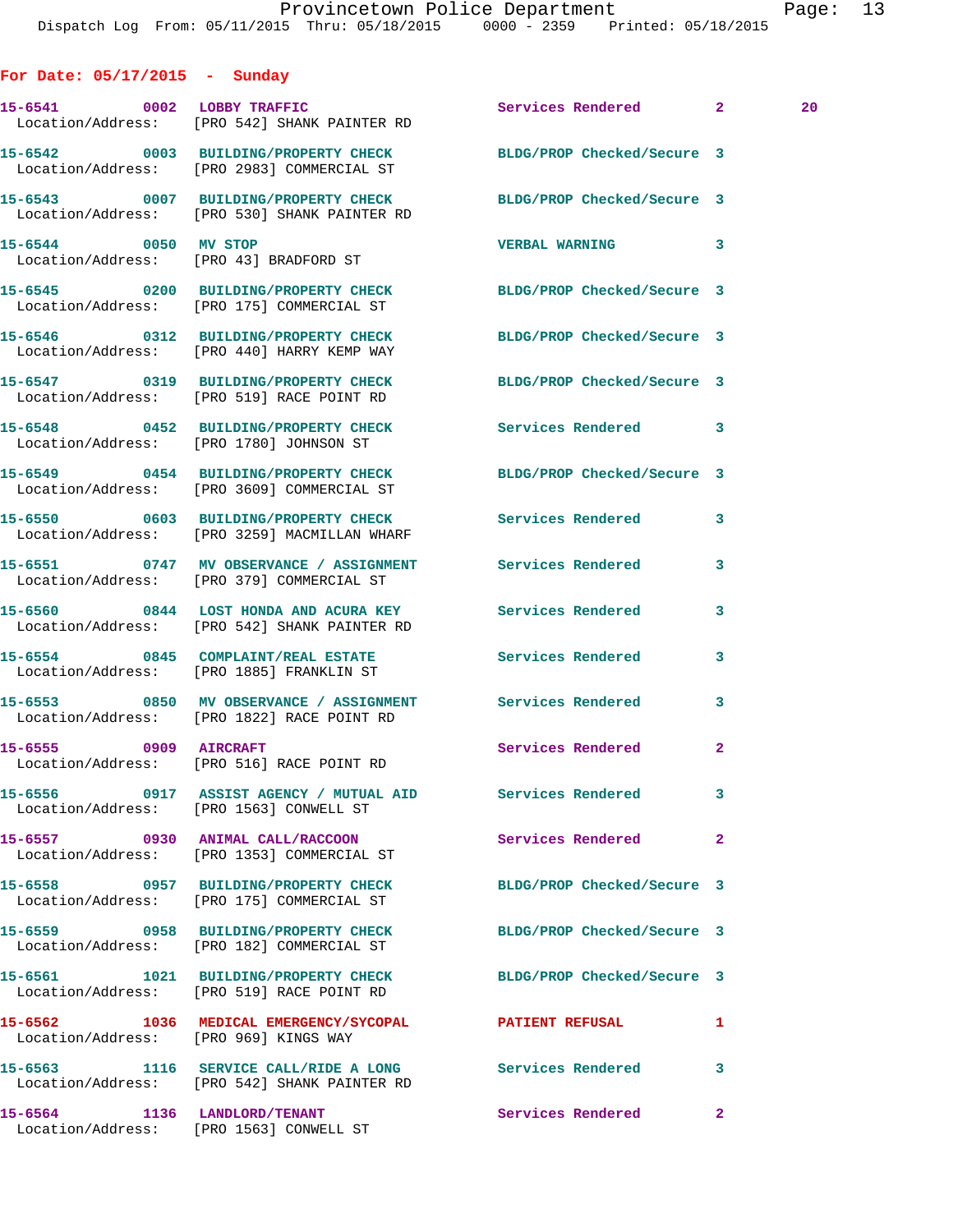**For Date: 05/17/2015 - Sunday**

| Call # | Time | Call Type | Disposition | Priority | |
|---|---|---|---|---|---|
| 15-6541 | 0002 | LOBBY TRAFFIC | Services Rendered | 2 | 20 |
| | | Location/Address: [PRO 542] SHANK PAINTER RD | | | |
| 15-6542 | 0003 | BUILDING/PROPERTY CHECK | BLDG/PROP Checked/Secure | 3 | |
| | | Location/Address: [PRO 2983] COMMERCIAL ST | | | |
| 15-6543 | 0007 | BUILDING/PROPERTY CHECK | BLDG/PROP Checked/Secure | 3 | |
| | | Location/Address: [PRO 530] SHANK PAINTER RD | | | |
| 15-6544 | 0050 | MV STOP | VERBAL WARNING | 3 | |
| | | Location/Address: [PRO 43] BRADFORD ST | | | |
| 15-6545 | 0200 | BUILDING/PROPERTY CHECK | BLDG/PROP Checked/Secure | 3 | |
| | | Location/Address: [PRO 175] COMMERCIAL ST | | | |
| 15-6546 | 0312 | BUILDING/PROPERTY CHECK | BLDG/PROP Checked/Secure | 3 | |
| | | Location/Address: [PRO 440] HARRY KEMP WAY | | | |
| 15-6547 | 0319 | BUILDING/PROPERTY CHECK | BLDG/PROP Checked/Secure | 3 | |
| | | Location/Address: [PRO 519] RACE POINT RD | | | |
| 15-6548 | 0452 | BUILDING/PROPERTY CHECK | Services Rendered | 3 | |
| | | Location/Address: [PRO 1780] JOHNSON ST | | | |
| 15-6549 | 0454 | BUILDING/PROPERTY CHECK | BLDG/PROP Checked/Secure | 3 | |
| | | Location/Address: [PRO 3609] COMMERCIAL ST | | | |
| 15-6550 | 0603 | BUILDING/PROPERTY CHECK | Services Rendered | 3 | |
| | | Location/Address: [PRO 3259] MACMILLAN WHARF | | | |
| 15-6551 | 0747 | MV OBSERVANCE / ASSIGNMENT | Services Rendered | 3 | |
| | | Location/Address: [PRO 379] COMMERCIAL ST | | | |
| 15-6560 | 0844 | LOST HONDA AND ACURA KEY | Services Rendered | 3 | |
| | | Location/Address: [PRO 542] SHANK PAINTER RD | | | |
| 15-6554 | 0845 | COMPLAINT/REAL ESTATE | Services Rendered | 3 | |
| | | Location/Address: [PRO 1885] FRANKLIN ST | | | |
| 15-6553 | 0850 | MV OBSERVANCE / ASSIGNMENT | Services Rendered | 3 | |
| | | Location/Address: [PRO 1822] RACE POINT RD | | | |
| 15-6555 | 0909 | AIRCRAFT | Services Rendered | 2 | |
| | | Location/Address: [PRO 516] RACE POINT RD | | | |
| 15-6556 | 0917 | ASSIST AGENCY / MUTUAL AID | Services Rendered | 3 | |
| | | Location/Address: [PRO 1563] CONWELL ST | | | |
| 15-6557 | 0930 | ANIMAL CALL/RACCOON | Services Rendered | 2 | |
| | | Location/Address: [PRO 1353] COMMERCIAL ST | | | |
| 15-6558 | 0957 | BUILDING/PROPERTY CHECK | BLDG/PROP Checked/Secure | 3 | |
| | | Location/Address: [PRO 175] COMMERCIAL ST | | | |
| 15-6559 | 0958 | BUILDING/PROPERTY CHECK | BLDG/PROP Checked/Secure | 3 | |
| | | Location/Address: [PRO 182] COMMERCIAL ST | | | |
| 15-6561 | 1021 | BUILDING/PROPERTY CHECK | BLDG/PROP Checked/Secure | 3 | |
| | | Location/Address: [PRO 519] RACE POINT RD | | | |
| 15-6562 | 1036 | MEDICAL EMERGENCY/SYCOPAL | PATIENT REFUSAL | 1 | |
| | | Location/Address: [PRO 969] KINGS WAY | | | |
| 15-6563 | 1116 | SERVICE CALL/RIDE A LONG | Services Rendered | 3 | |
| | | Location/Address: [PRO 542] SHANK PAINTER RD | | | |
| 15-6564 | 1136 | LANDLORD/TENANT | Services Rendered | 2 | |
| | | Location/Address: [PRO 1563] CONWELL ST | | | |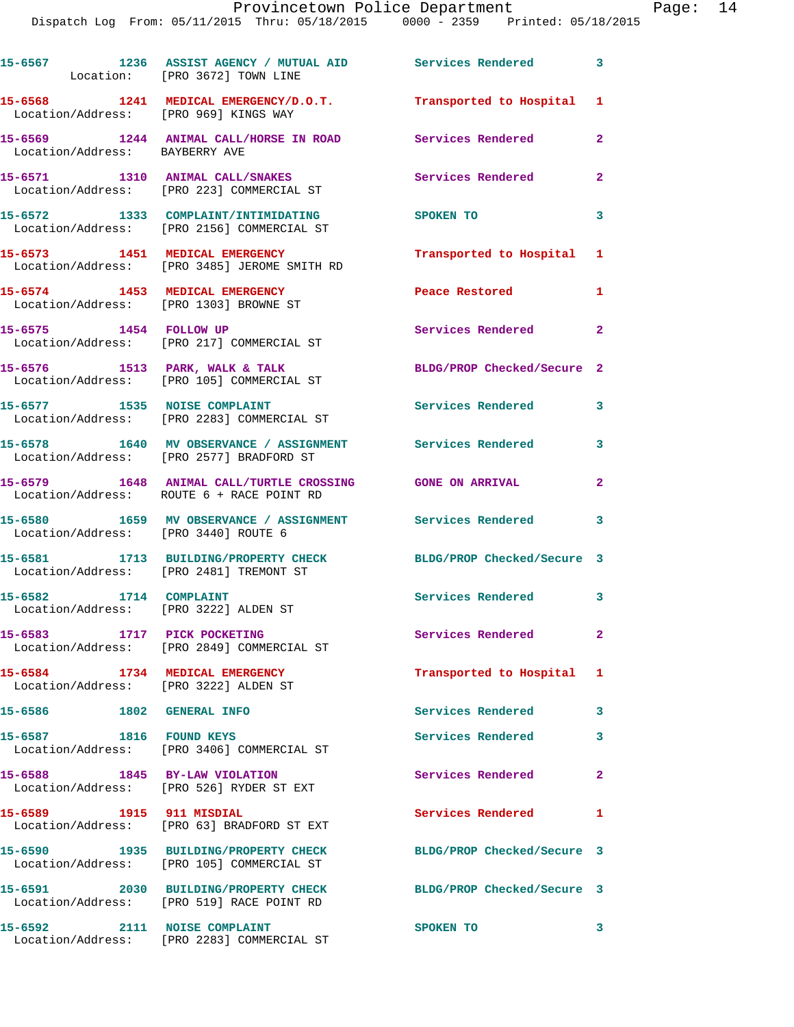15-6567 1236 ASSIST AGENCY / MUTUAL AID Services Rendered 3
Location: [PRO 3672] TOWN LINE

15-6568 1241 MEDICAL EMERGENCY/D.O.T. Transported to Hospital 1
Location/Address: [PRO 969] KINGS WAY

15-6569 1244 ANIMAL CALL/HORSE IN ROAD Services Rendered 2
Location/Address: BAYBERRY AVE

15-6571 1310 ANIMAL CALL/SNAKES Services Rendered 2
Location/Address: [PRO 223] COMMERCIAL ST

15-6572 1333 COMPLAINT/INTIMIDATING SPOKEN TO 3
Location/Address: [PRO 2156] COMMERCIAL ST

15-6573 1451 MEDICAL EMERGENCY Transported to Hospital 1
Location/Address: [PRO 3485] JEROME SMITH RD

15-6574 1453 MEDICAL EMERGENCY Peace Restored 1
Location/Address: [PRO 1303] BROWNE ST

15-6575 1454 FOLLOW UP Services Rendered 2
Location/Address: [PRO 217] COMMERCIAL ST

15-6576 1513 PARK, WALK & TALK BLDG/PROP Checked/Secure 2
Location/Address: [PRO 105] COMMERCIAL ST

15-6577 1535 NOISE COMPLAINT Services Rendered 3
Location/Address: [PRO 2283] COMMERCIAL ST

15-6578 1640 MV OBSERVANCE / ASSIGNMENT Services Rendered 3
Location/Address: [PRO 2577] BRADFORD ST

15-6579 1648 ANIMAL CALL/TURTLE CROSSING GONE ON ARRIVAL 2
Location/Address: ROUTE 6 + RACE POINT RD

15-6580 1659 MV OBSERVANCE / ASSIGNMENT Services Rendered 3
Location/Address: [PRO 3440] ROUTE 6

15-6581 1713 BUILDING/PROPERTY CHECK BLDG/PROP Checked/Secure 3
Location/Address: [PRO 2481] TREMONT ST

15-6582 1714 COMPLAINT Services Rendered 3
Location/Address: [PRO 3222] ALDEN ST

15-6583 1717 PICK POCKETING Services Rendered 2
Location/Address: [PRO 2849] COMMERCIAL ST

15-6584 1734 MEDICAL EMERGENCY Transported to Hospital 1
Location/Address: [PRO 3222] ALDEN ST

15-6586 1802 GENERAL INFO Services Rendered 3

15-6587 1816 FOUND KEYS Services Rendered 3
Location/Address: [PRO 3406] COMMERCIAL ST

15-6588 1845 BY-LAW VIOLATION Services Rendered 2
Location/Address: [PRO 526] RYDER ST EXT

15-6589 1915 911 MISDIAL Services Rendered 1
Location/Address: [PRO 63] BRADFORD ST EXT

15-6590 1935 BUILDING/PROPERTY CHECK BLDG/PROP Checked/Secure 3
Location/Address: [PRO 105] COMMERCIAL ST

15-6591 2030 BUILDING/PROPERTY CHECK BLDG/PROP Checked/Secure 3
Location/Address: [PRO 519] RACE POINT RD

15-6592 2111 NOISE COMPLAINT SPOKEN TO 3
Location/Address: [PRO 2283] COMMERCIAL ST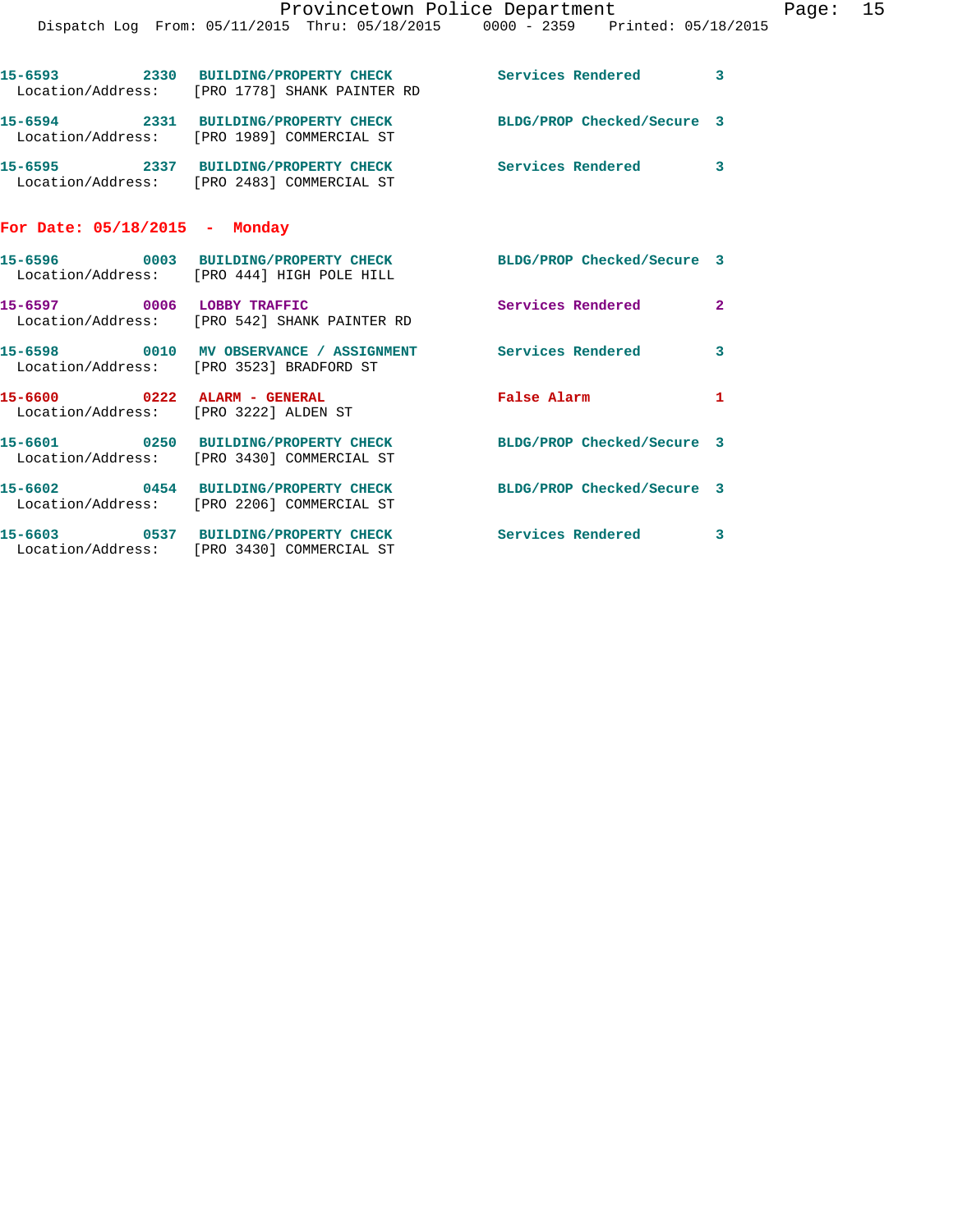15-6593 2330 BUILDING/PROPERTY CHECK Services Rendered 3
Location/Address: [PRO 1778] SHANK PAINTER RD

15-6594 2331 BUILDING/PROPERTY CHECK BLDG/PROP Checked/Secure 3
Location/Address: [PRO 1989] COMMERCIAL ST

15-6595 2337 BUILDING/PROPERTY CHECK Services Rendered 3
Location/Address: [PRO 2483] COMMERCIAL ST

**For Date: 05/18/2015 - Monday**

15-6596 0003 BUILDING/PROPERTY CHECK BLDG/PROP Checked/Secure 3
Location/Address: [PRO 444] HIGH POLE HILL

15-6597 0006 LOBBY TRAFFIC Services Rendered 2
Location/Address: [PRO 542] SHANK PAINTER RD

15-6598 0010 MV OBSERVANCE / ASSIGNMENT Services Rendered 3
Location/Address: [PRO 3523] BRADFORD ST

15-6600 0222 ALARM - GENERAL False Alarm 1
Location/Address: [PRO 3222] ALDEN ST

15-6601 0250 BUILDING/PROPERTY CHECK BLDG/PROP Checked/Secure 3
Location/Address: [PRO 3430] COMMERCIAL ST

15-6602 0454 BUILDING/PROPERTY CHECK BLDG/PROP Checked/Secure 3
Location/Address: [PRO 2206] COMMERCIAL ST

15-6603 0537 BUILDING/PROPERTY CHECK Services Rendered 3
Location/Address: [PRO 3430] COMMERCIAL ST